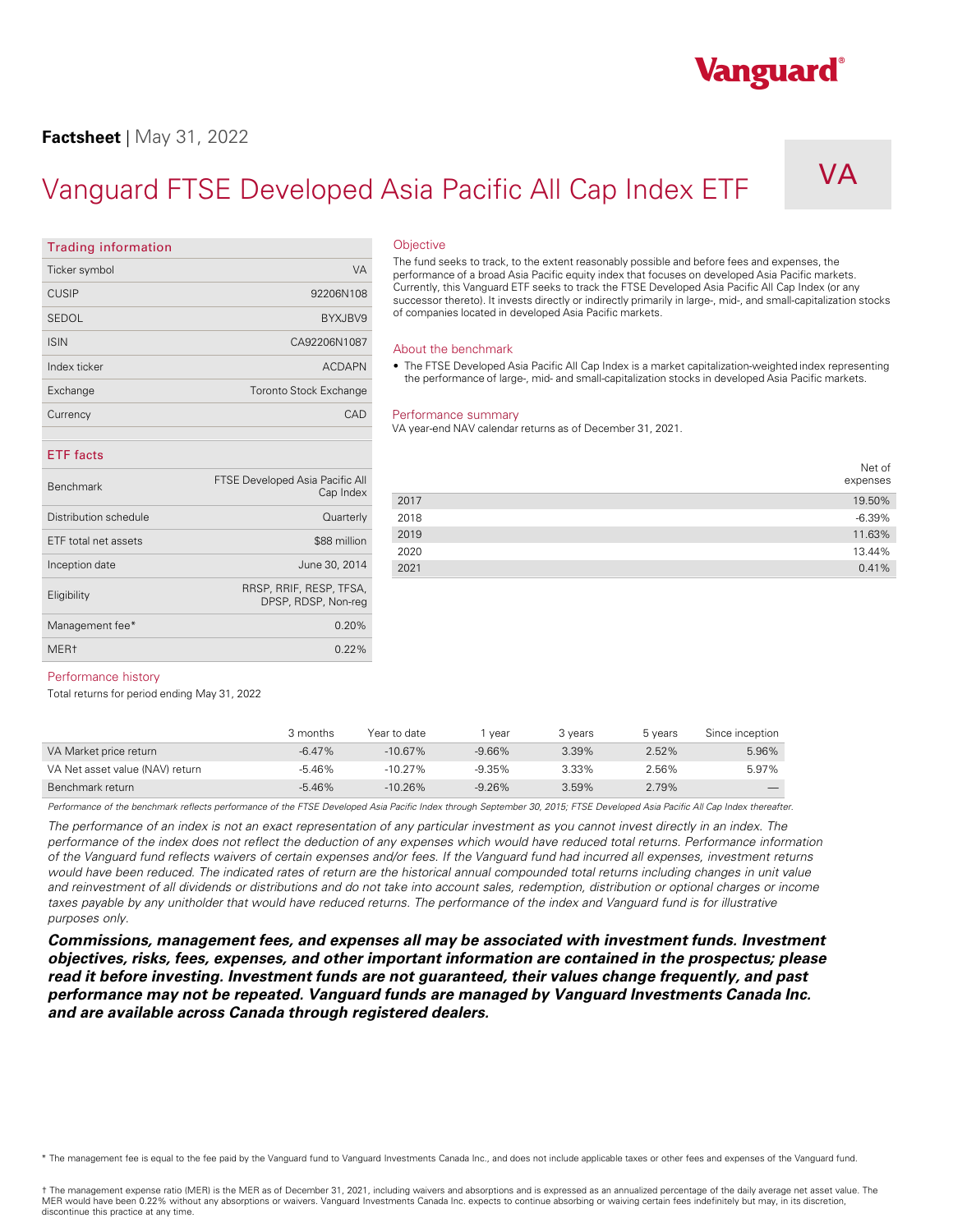Vanguard

**Factsheet** | May 31, 2022

# Vanguard FTSE Developed Asia Pacific All Cap Index ETF

VA

## Trading information

| | |
|---|---|
| Ticker symbol | VA |
| CUSIP | 92206N108 |
| SEDOL | BYXJBV9 |
| ISIN | CA92206N1087 |
| Index ticker | ACDAPN |
| Exchange | Toronto Stock Exchange |
| Currency | CAD |

## ETF facts

| | |
|---|---|
| Benchmark | FTSE Developed Asia Pacific All Cap Index |
| Distribution schedule | Quarterly |
| ETF total net assets | $88 million |
| Inception date | June 30, 2014 |
| Eligibility | RRSP, RRIF, RESP, TFSA, DPSP, RDSP, Non-reg |
| Management fee* | 0.20% |
| MER† | 0.22% |

## Objective

The fund seeks to track, to the extent reasonably possible and before fees and expenses, the performance of a broad Asia Pacific equity index that focuses on developed Asia Pacific markets. Currently, this Vanguard ETF seeks to track the FTSE Developed Asia Pacific All Cap Index (or any successor thereto). It invests directly or indirectly primarily in large-, mid-, and small-capitalization stocks of companies located in developed Asia Pacific markets.

## About the benchmark

- The FTSE Developed Asia Pacific All Cap Index is a market capitalization-weighted index representing the performance of large-, mid- and small-capitalization stocks in developed Asia Pacific markets.

## Performance summary

VA year-end NAV calendar returns as of December 31, 2021.

| | Net of expenses |
|---|---|
| 2017 | 19.50% |
| 2018 | -6.39% |
| 2019 | 11.63% |
| 2020 | 13.44% |
| 2021 | 0.41% |

## Performance history

Total returns for period ending May 31, 2022

| | 3 months | Year to date | 1 year | 3 years | 5 years | Since inception |
|---|---|---|---|---|---|---|
| VA Market price return | -6.47% | -10.67% | -9.66% | 3.39% | 2.52% | 5.96% |
| VA Net asset value (NAV) return | -5.46% | -10.27% | -9.35% | 3.33% | 2.56% | 5.97% |
| Benchmark return | -5.46% | -10.26% | -9.26% | 3.59% | 2.79% | — |

*Performance of the benchmark reflects performance of the FTSE Developed Asia Pacific Index through September 30, 2015; FTSE Developed Asia Pacific All Cap Index thereafter.*

*The performance of an index is not an exact representation of any particular investment as you cannot invest directly in an index. The performance of the index does not reflect the deduction of any expenses which would have reduced total returns. Performance information of the Vanguard fund reflects waivers of certain expenses and/or fees. If the Vanguard fund had incurred all expenses, investment returns would have been reduced. The indicated rates of return are the historical annual compounded total returns including changes in unit value and reinvestment of all dividends or distributions and do not take into account sales, redemption, distribution or optional charges or income taxes payable by any unitholder that would have reduced returns. The performance of the index and Vanguard fund is for illustrative purposes only.*

***Commissions, management fees, and expenses all may be associated with investment funds. Investment objectives, risks, fees, expenses, and other important information are contained in the prospectus; please read it before investing. Investment funds are not guaranteed, their values change frequently, and past performance may not be repeated. Vanguard funds are managed by Vanguard Investments Canada Inc. and are available across Canada through registered dealers.***

\* The management fee is equal to the fee paid by the Vanguard fund to Vanguard Investments Canada Inc., and does not include applicable taxes or other fees and expenses of the Vanguard fund.

† The management expense ratio (MER) is the MER as of December 31, 2021, including waivers and absorptions and is expressed as an annualized percentage of the daily average net asset value. The MER would have been 0.22% without any absorptions or waivers. Vanguard Investments Canada Inc. expects to continue absorbing or waiving certain fees indefinitely but may, in its discretion, discontinue this practice at any time.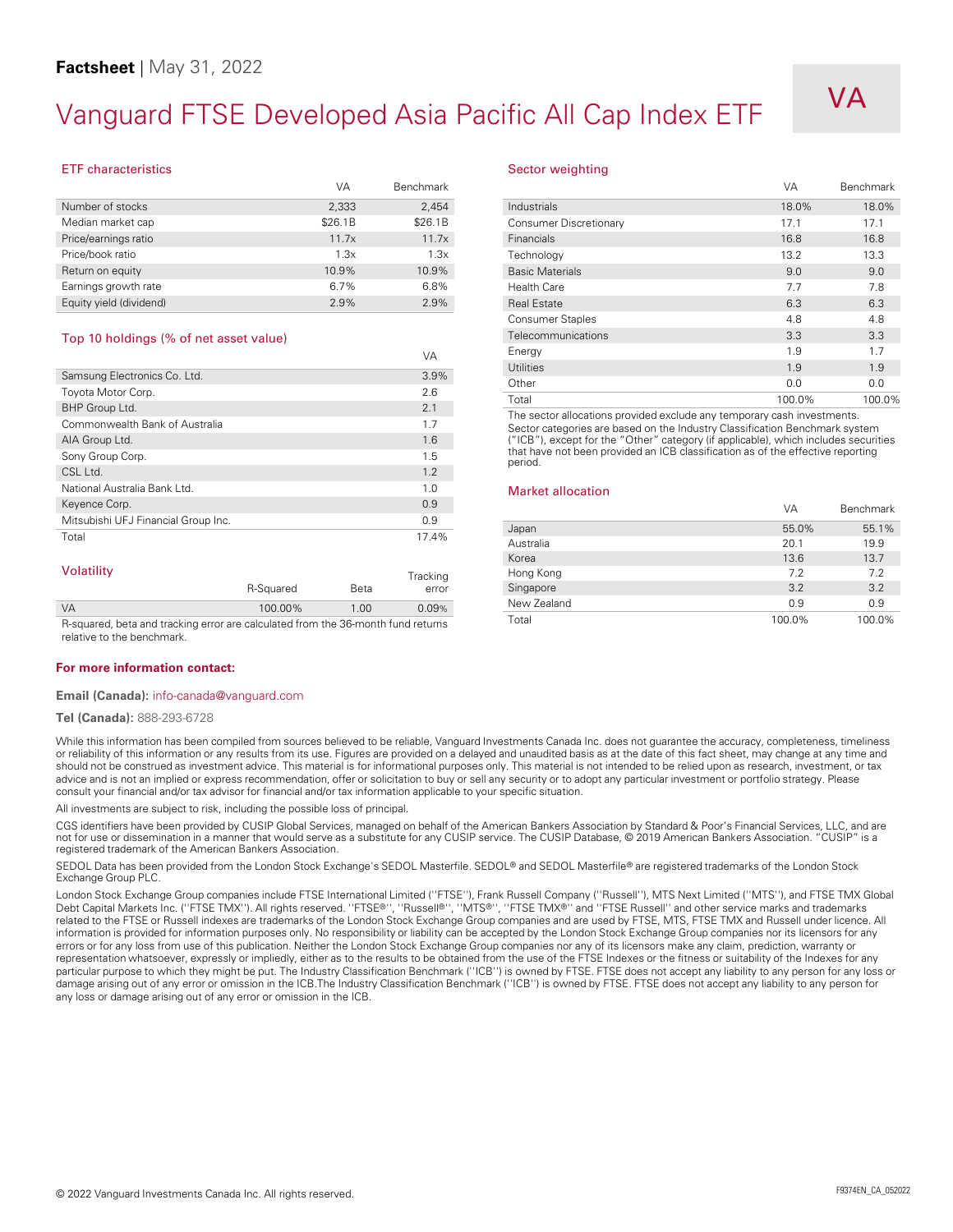**Factsheet** | May 31, 2022

# Vanguard FTSE Developed Asia Pacific All Cap Index ETF

VA

## ETF characteristics

| | VA | Benchmark |
|---|---|---|
| Number of stocks | 2,333 | 2,454 |
| Median market cap | $26.1B | $26.1B |
| Price/earnings ratio | 11.7x | 11.7x |
| Price/book ratio | 1.3x | 1.3x |
| Return on equity | 10.9% | 10.9% |
| Earnings growth rate | 6.7% | 6.8% |
| Equity yield (dividend) | 2.9% | 2.9% |

## Top 10 holdings (% of net asset value)

| | VA |
|---|---|
| Samsung Electronics Co. Ltd. | 3.9% |
| Toyota Motor Corp. | 2.6 |
| BHP Group Ltd. | 2.1 |
| Commonwealth Bank of Australia | 1.7 |
| AIA Group Ltd. | 1.6 |
| Sony Group Corp. | 1.5 |
| CSL Ltd. | 1.2 |
| National Australia Bank Ltd. | 1.0 |
| Keyence Corp. | 0.9 |
| Mitsubishi UFJ Financial Group Inc. | 0.9 |
| Total | 17.4% |

## Volatility

| | R-Squared | Beta | Tracking error |
|---|---|---|---|
| VA | 100.00% | 1.00 | 0.09% |

R-squared, beta and tracking error are calculated from the 36-month fund returns relative to the benchmark.

## Sector weighting

| | VA | Benchmark |
|---|---|---|
| Industrials | 18.0% | 18.0% |
| Consumer Discretionary | 17.1 | 17.1 |
| Financials | 16.8 | 16.8 |
| Technology | 13.2 | 13.3 |
| Basic Materials | 9.0 | 9.0 |
| Health Care | 7.7 | 7.8 |
| Real Estate | 6.3 | 6.3 |
| Consumer Staples | 4.8 | 4.8 |
| Telecommunications | 3.3 | 3.3 |
| Energy | 1.9 | 1.7 |
| Utilities | 1.9 | 1.9 |
| Other | 0.0 | 0.0 |
| Total | 100.0% | 100.0% |

The sector allocations provided exclude any temporary cash investments. Sector categories are based on the Industry Classification Benchmark system ("ICB"), except for the "Other" category (if applicable), which includes securities that have not been provided an ICB classification as of the effective reporting period.

## Market allocation

| | VA | Benchmark |
|---|---|---|
| Japan | 55.0% | 55.1% |
| Australia | 20.1 | 19.9 |
| Korea | 13.6 | 13.7 |
| Hong Kong | 7.2 | 7.2 |
| Singapore | 3.2 | 3.2 |
| New Zealand | 0.9 | 0.9 |
| Total | 100.0% | 100.0% |

**For more information contact:**

**Email (Canada):** info-canada@vanguard.com

**Tel (Canada):** 888-293-6728

While this information has been compiled from sources believed to be reliable, Vanguard Investments Canada Inc. does not guarantee the accuracy, completeness, timeliness or reliability of this information or any results from its use. Figures are provided on a delayed and unaudited basis as at the date of this fact sheet, may change at any time and should not be construed as investment advice. This material is for informational purposes only. This material is not intended to be relied upon as research, investment, or tax advice and is not an implied or express recommendation, offer or solicitation to buy or sell any security or to adopt any particular investment or portfolio strategy. Please consult your financial and/or tax advisor for financial and/or tax information applicable to your specific situation.

All investments are subject to risk, including the possible loss of principal.

CGS identifiers have been provided by CUSIP Global Services, managed on behalf of the American Bankers Association by Standard & Poor's Financial Services, LLC, and are not for use or dissemination in a manner that would serve as a substitute for any CUSIP service. The CUSIP Database, © 2019 American Bankers Association. "CUSIP" is a registered trademark of the American Bankers Association.

SEDOL Data has been provided from the London Stock Exchange's SEDOL Masterfile. SEDOL® and SEDOL Masterfile® are registered trademarks of the London Stock Exchange Group PLC.

London Stock Exchange Group companies include FTSE International Limited (''FTSE''), Frank Russell Company (''Russell''), MTS Next Limited (''MTS''), and FTSE TMX Global Debt Capital Markets Inc. (''FTSE TMX''). All rights reserved. ''FTSE®'', ''Russell®'', ''MTS®'', ''FTSE TMX®'' and ''FTSE Russell'' and other service marks and trademarks related to the FTSE or Russell indexes are trademarks of the London Stock Exchange Group companies and are used by FTSE, MTS, FTSE TMX and Russell under licence. All information is provided for information purposes only. No responsibility or liability can be accepted by the London Stock Exchange Group companies nor its licensors for any errors or for any loss from use of this publication. Neither the London Stock Exchange Group companies nor any of its licensors make any claim, prediction, warranty or representation whatsoever, expressly or impliedly, either as to the results to be obtained from the use of the FTSE Indexes or the fitness or suitability of the Indexes for any particular purpose to which they might be put. The Industry Classification Benchmark (''ICB'') is owned by FTSE. FTSE does not accept any liability to any person for any loss or damage arising out of any error or omission in the ICB.The Industry Classification Benchmark (''ICB'') is owned by FTSE. FTSE does not accept any liability to any person for any loss or damage arising out of any error or omission in the ICB.

© 2022 Vanguard Investments Canada Inc. All rights reserved.

F9374EN_CA_052022